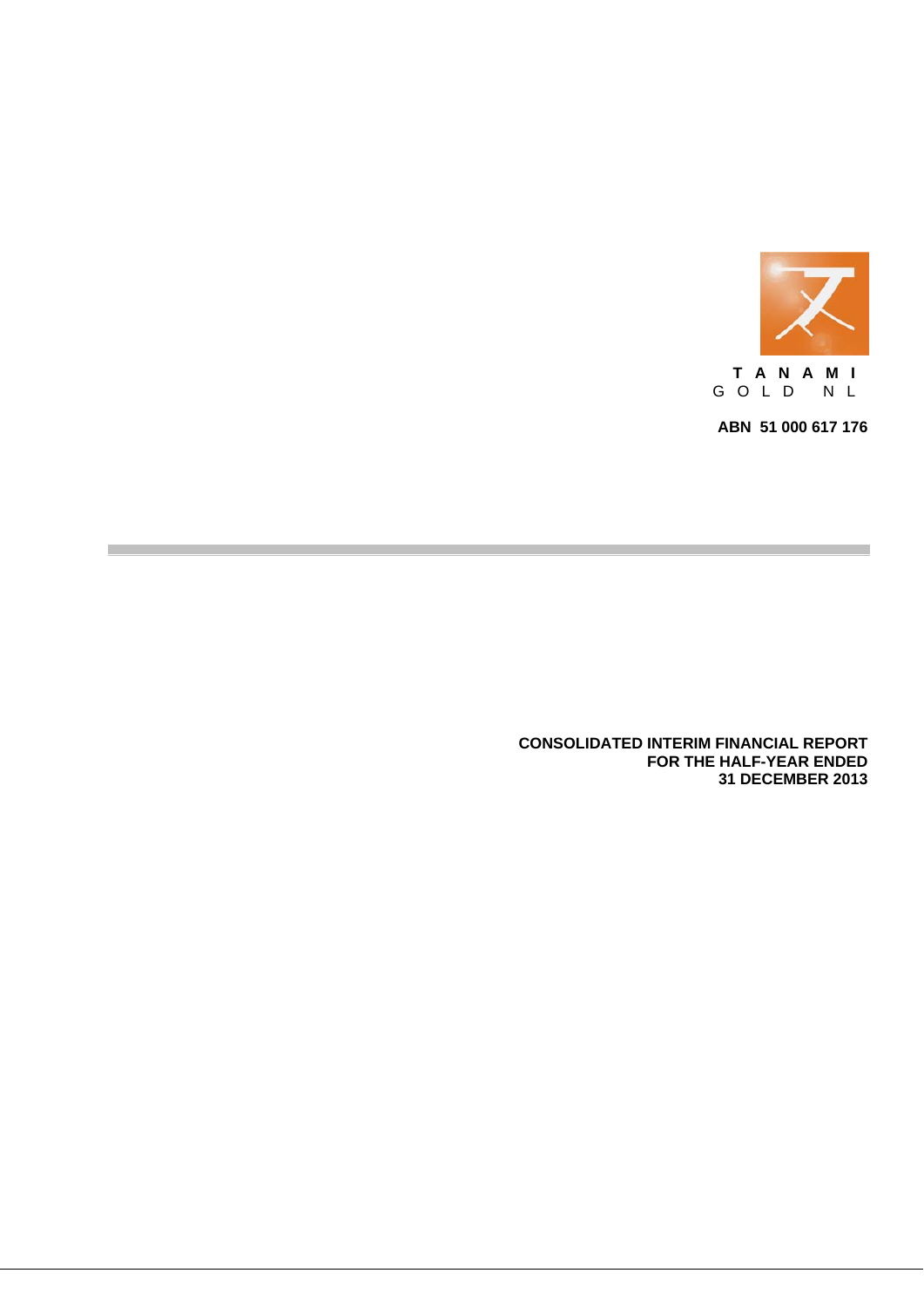TANAMI GOLD NL

**ABN 51 000 617 176**

---

**CONSOLIDATED INTERIM FINANCIAL REPORT**
**FOR THE HALF-YEAR ENDED**
**31 DECEMBER 2013**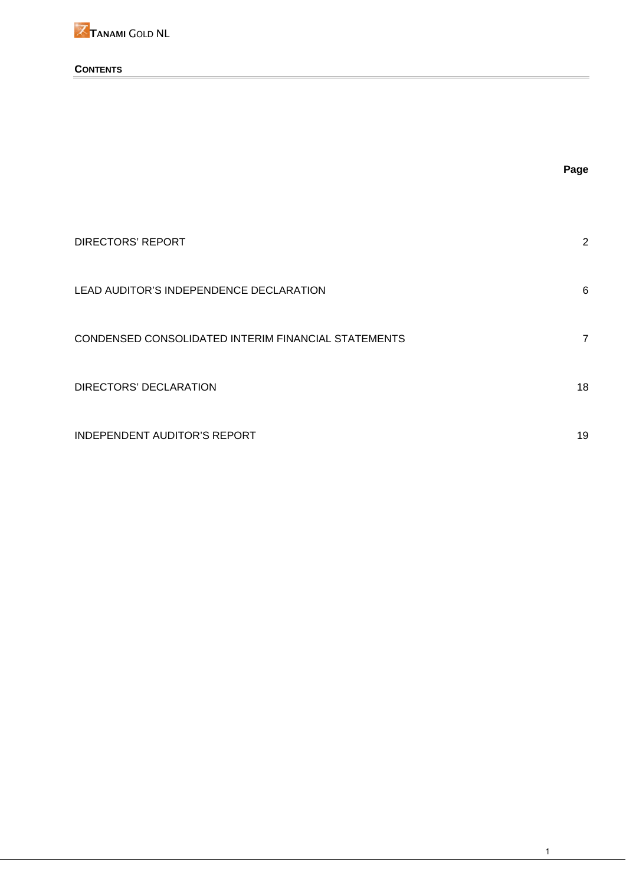**CONTENTS**

| | Page |
|---|---|
| DIRECTORS' REPORT | 2 |
| LEAD AUDITOR'S INDEPENDENCE DECLARATION | 6 |
| CONDENSED CONSOLIDATED INTERIM FINANCIAL STATEMENTS | 7 |
| DIRECTORS' DECLARATION | 18 |
| INDEPENDENT AUDITOR'S REPORT | 19 |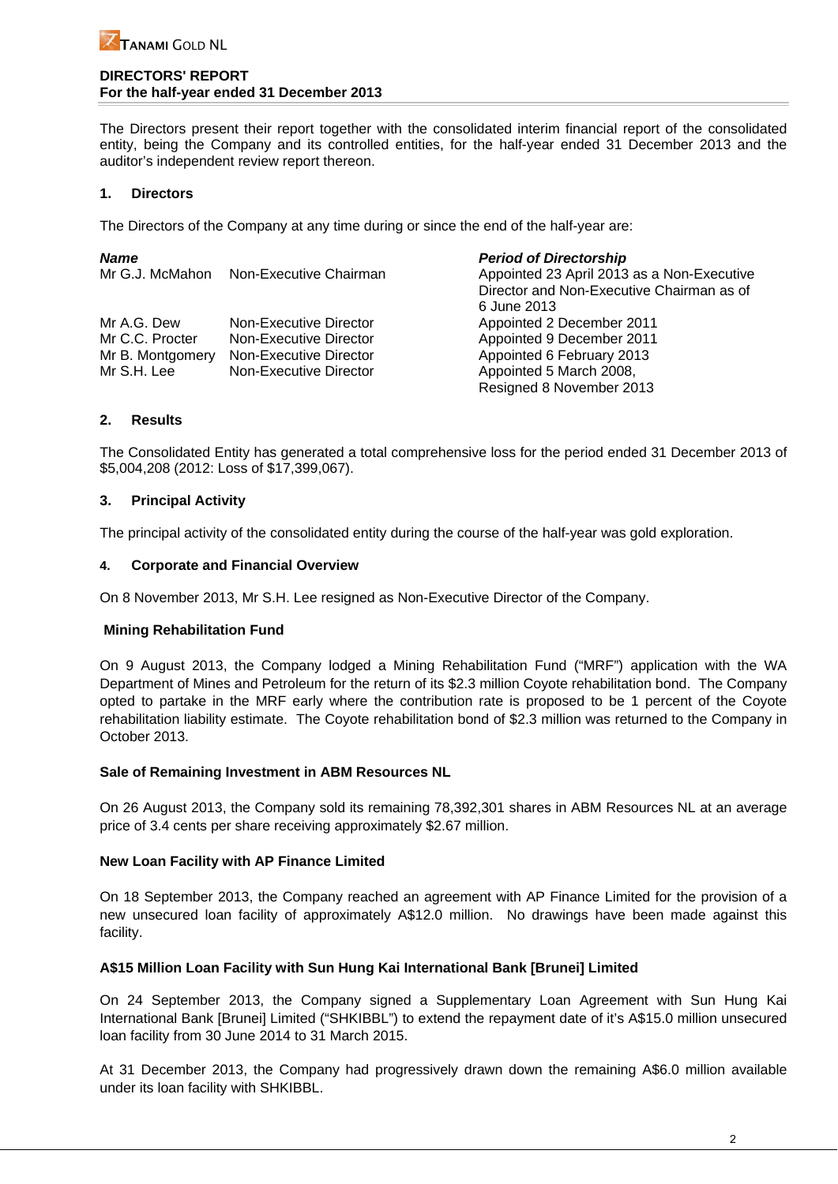**DIRECTORS' REPORT**
**For the half-year ended 31 December 2013**

The Directors present their report together with the consolidated interim financial report of the consolidated entity, being the Company and its controlled entities, for the half-year ended 31 December 2013 and the auditor's independent review report thereon.

## 1. Directors

The Directors of the Company at any time during or since the end of the half-year are:

| ***Name*** | | ***Period of Directorship*** |
|---|---|---|
| Mr G.J. McMahon | Non-Executive Chairman | Appointed 23 April 2013 as a Non-Executive Director and Non-Executive Chairman as of 6 June 2013 |
| Mr A.G. Dew | Non-Executive Director | Appointed 2 December 2011 |
| Mr C.C. Procter | Non-Executive Director | Appointed 9 December 2011 |
| Mr B. Montgomery | Non-Executive Director | Appointed 6 February 2013 |
| Mr S.H. Lee | Non-Executive Director | Appointed 5 March 2008, Resigned 8 November 2013 |

## 2. Results

The Consolidated Entity has generated a total comprehensive loss for the period ended 31 December 2013 of $5,004,208 (2012: Loss of $17,399,067).

## 3. Principal Activity

The principal activity of the consolidated entity during the course of the half-year was gold exploration.

## 4. Corporate and Financial Overview

On 8 November 2013, Mr S.H. Lee resigned as Non-Executive Director of the Company.

### Mining Rehabilitation Fund

On 9 August 2013, the Company lodged a Mining Rehabilitation Fund ("MRF") application with the WA Department of Mines and Petroleum for the return of its $2.3 million Coyote rehabilitation bond. The Company opted to partake in the MRF early where the contribution rate is proposed to be 1 percent of the Coyote rehabilitation liability estimate. The Coyote rehabilitation bond of $2.3 million was returned to the Company in October 2013.

### Sale of Remaining Investment in ABM Resources NL

On 26 August 2013, the Company sold its remaining 78,392,301 shares in ABM Resources NL at an average price of 3.4 cents per share receiving approximately $2.67 million.

### New Loan Facility with AP Finance Limited

On 18 September 2013, the Company reached an agreement with AP Finance Limited for the provision of a new unsecured loan facility of approximately A$12.0 million. No drawings have been made against this facility.

### A$15 Million Loan Facility with Sun Hung Kai International Bank [Brunei] Limited

On 24 September 2013, the Company signed a Supplementary Loan Agreement with Sun Hung Kai International Bank [Brunei] Limited ("SHKIBBL") to extend the repayment date of it's A$15.0 million unsecured loan facility from 30 June 2014 to 31 March 2015.

At 31 December 2013, the Company had progressively drawn down the remaining A$6.0 million available under its loan facility with SHKIBBL.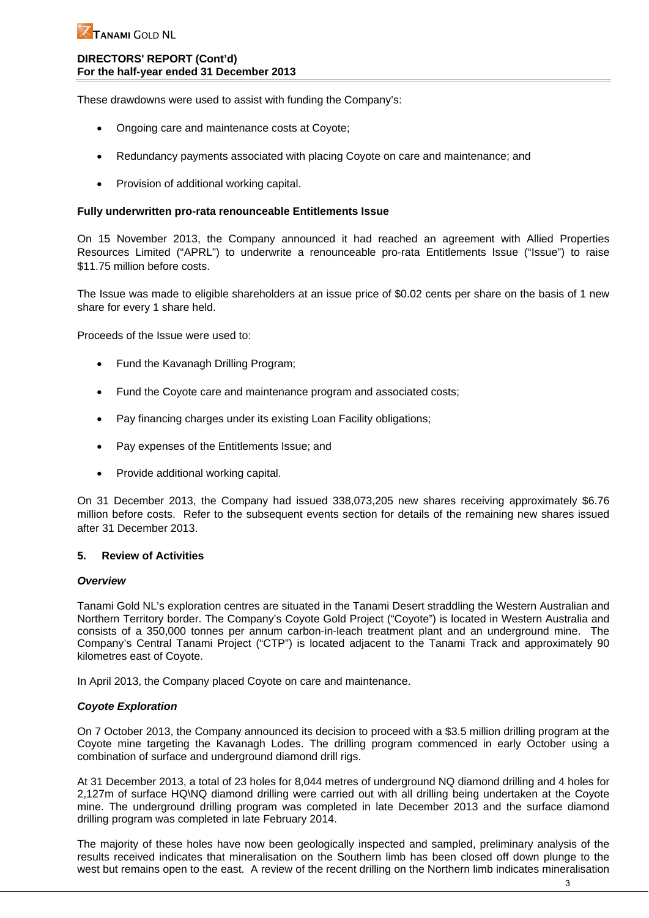These drawdowns were used to assist with funding the Company's:

- Ongoing care and maintenance costs at Coyote;
- Redundancy payments associated with placing Coyote on care and maintenance; and
- Provision of additional working capital.

**Fully underwritten pro-rata renounceable Entitlements Issue**

On 15 November 2013, the Company announced it had reached an agreement with Allied Properties Resources Limited ("APRL") to underwrite a renounceable pro-rata Entitlements Issue ("Issue") to raise $11.75 million before costs.

The Issue was made to eligible shareholders at an issue price of $0.02 cents per share on the basis of 1 new share for every 1 share held.

Proceeds of the Issue were used to:

- Fund the Kavanagh Drilling Program;
- Fund the Coyote care and maintenance program and associated costs;
- Pay financing charges under its existing Loan Facility obligations;
- Pay expenses of the Entitlements Issue; and
- Provide additional working capital.

On 31 December 2013, the Company had issued 338,073,205 new shares receiving approximately $6.76 million before costs. Refer to the subsequent events section for details of the remaining new shares issued after 31 December 2013.

## 5. Review of Activities

***Overview***

Tanami Gold NL's exploration centres are situated in the Tanami Desert straddling the Western Australian and Northern Territory border. The Company's Coyote Gold Project ("Coyote") is located in Western Australia and consists of a 350,000 tonnes per annum carbon-in-leach treatment plant and an underground mine. The Company's Central Tanami Project ("CTP") is located adjacent to the Tanami Track and approximately 90 kilometres east of Coyote.

In April 2013, the Company placed Coyote on care and maintenance.

***Coyote Exploration***

On 7 October 2013, the Company announced its decision to proceed with a $3.5 million drilling program at the Coyote mine targeting the Kavanagh Lodes. The drilling program commenced in early October using a combination of surface and underground diamond drill rigs.

At 31 December 2013, a total of 23 holes for 8,044 metres of underground NQ diamond drilling and 4 holes for 2,127m of surface HQ\NQ diamond drilling were carried out with all drilling being undertaken at the Coyote mine. The underground drilling program was completed in late December 2013 and the surface diamond drilling program was completed in late February 2014.

The majority of these holes have now been geologically inspected and sampled, preliminary analysis of the results received indicates that mineralisation on the Southern limb has been closed off down plunge to the west but remains open to the east. A review of the recent drilling on the Northern limb indicates mineralisation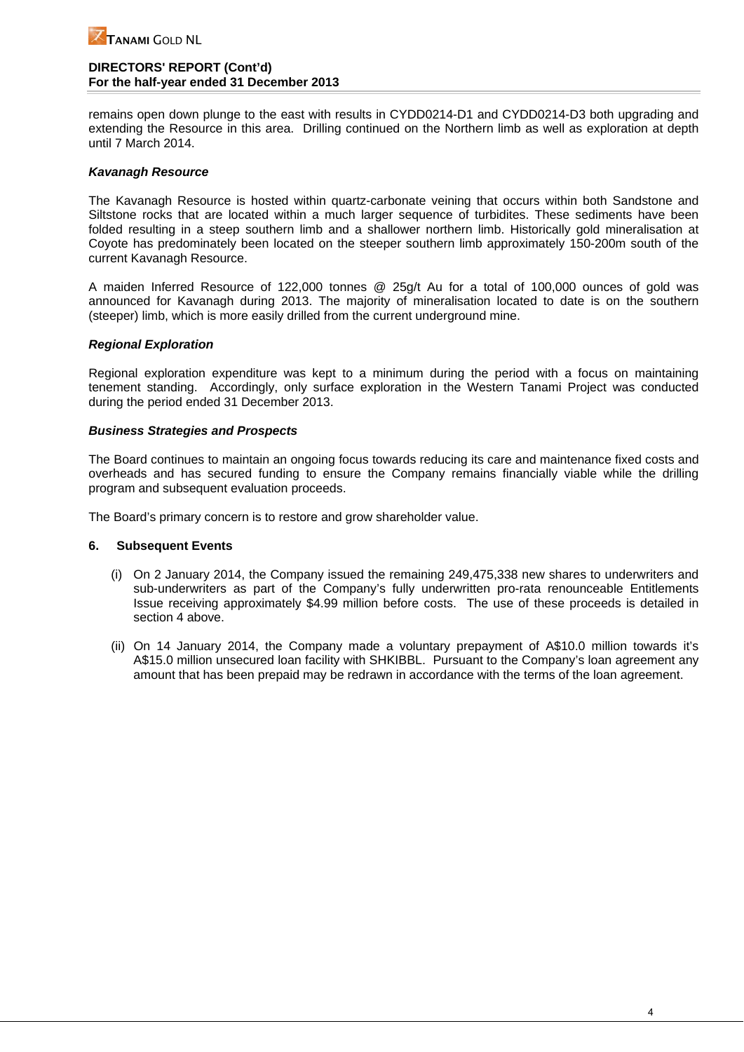remains open down plunge to the east with results in CYDD0214-D1 and CYDD0214-D3 both upgrading and extending the Resource in this area. Drilling continued on the Northern limb as well as exploration at depth until 7 March 2014.

***Kavanagh Resource***

The Kavanagh Resource is hosted within quartz-carbonate veining that occurs within both Sandstone and Siltstone rocks that are located within a much larger sequence of turbidites. These sediments have been folded resulting in a steep southern limb and a shallower northern limb. Historically gold mineralisation at Coyote has predominately been located on the steeper southern limb approximately 150-200m south of the current Kavanagh Resource.

A maiden Inferred Resource of 122,000 tonnes @ 25g/t Au for a total of 100,000 ounces of gold was announced for Kavanagh during 2013. The majority of mineralisation located to date is on the southern (steeper) limb, which is more easily drilled from the current underground mine.

***Regional Exploration***

Regional exploration expenditure was kept to a minimum during the period with a focus on maintaining tenement standing. Accordingly, only surface exploration in the Western Tanami Project was conducted during the period ended 31 December 2013.

***Business Strategies and Prospects***

The Board continues to maintain an ongoing focus towards reducing its care and maintenance fixed costs and overheads and has secured funding to ensure the Company remains financially viable while the drilling program and subsequent evaluation proceeds.

The Board's primary concern is to restore and grow shareholder value.

## 6. Subsequent Events

(i) On 2 January 2014, the Company issued the remaining 249,475,338 new shares to underwriters and sub-underwriters as part of the Company's fully underwritten pro-rata renounceable Entitlements Issue receiving approximately $4.99 million before costs. The use of these proceeds is detailed in section 4 above.

(ii) On 14 January 2014, the Company made a voluntary prepayment of A$10.0 million towards it's A$15.0 million unsecured loan facility with SHKIBBL. Pursuant to the Company's loan agreement any amount that has been prepaid may be redrawn in accordance with the terms of the loan agreement.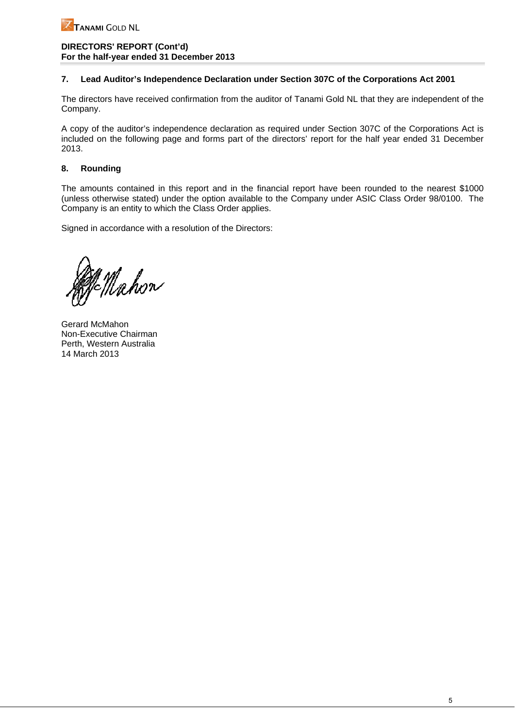**DIRECTORS' REPORT (Cont'd)**
**For the half-year ended 31 December 2013**

## 7. Lead Auditor's Independence Declaration under Section 307C of the Corporations Act 2001

The directors have received confirmation from the auditor of Tanami Gold NL that they are independent of the Company.

A copy of the auditor's independence declaration as required under Section 307C of the Corporations Act is included on the following page and forms part of the directors' report for the half year ended 31 December 2013.

## 8. Rounding

The amounts contained in this report and in the financial report have been rounded to the nearest $1000 (unless otherwise stated) under the option available to the Company under ASIC Class Order 98/0100. The Company is an entity to which the Class Order applies.

Signed in accordance with a resolution of the Directors:

Gerard McMahon
Non-Executive Chairman
Perth, Western Australia
14 March 2013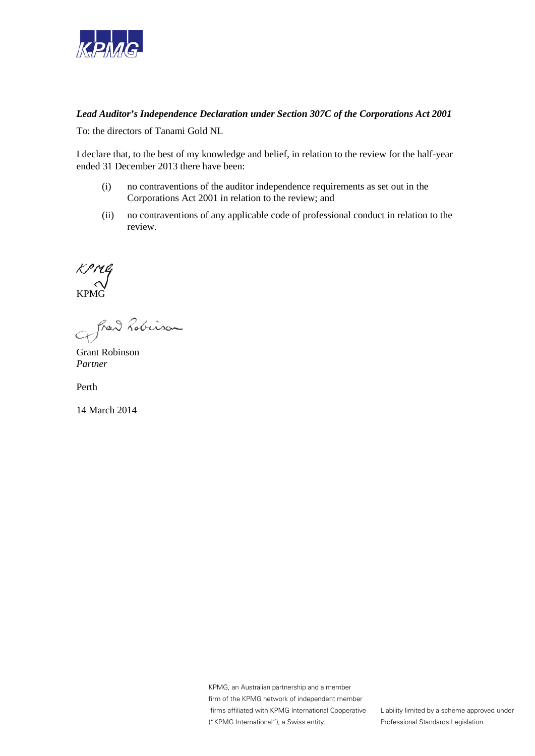***Lead Auditor's Independence Declaration under Section 307C of the Corporations Act 2001***

To: the directors of Tanami Gold NL

I declare that, to the best of my knowledge and belief, in relation to the review for the half-year ended 31 December 2013 there have been:

(i) no contraventions of the auditor independence requirements as set out in the Corporations Act 2001 in relation to the review; and

(ii) no contraventions of any applicable code of professional conduct in relation to the review.

KPMG

Grant Robinson
*Partner*

Perth

14 March 2014

KPMG, an Australian partnership and a member firm of the KPMG network of independent member firms affiliated with KPMG International Cooperative ("KPMG International"), a Swiss entity.

Liability limited by a scheme approved under Professional Standards Legislation.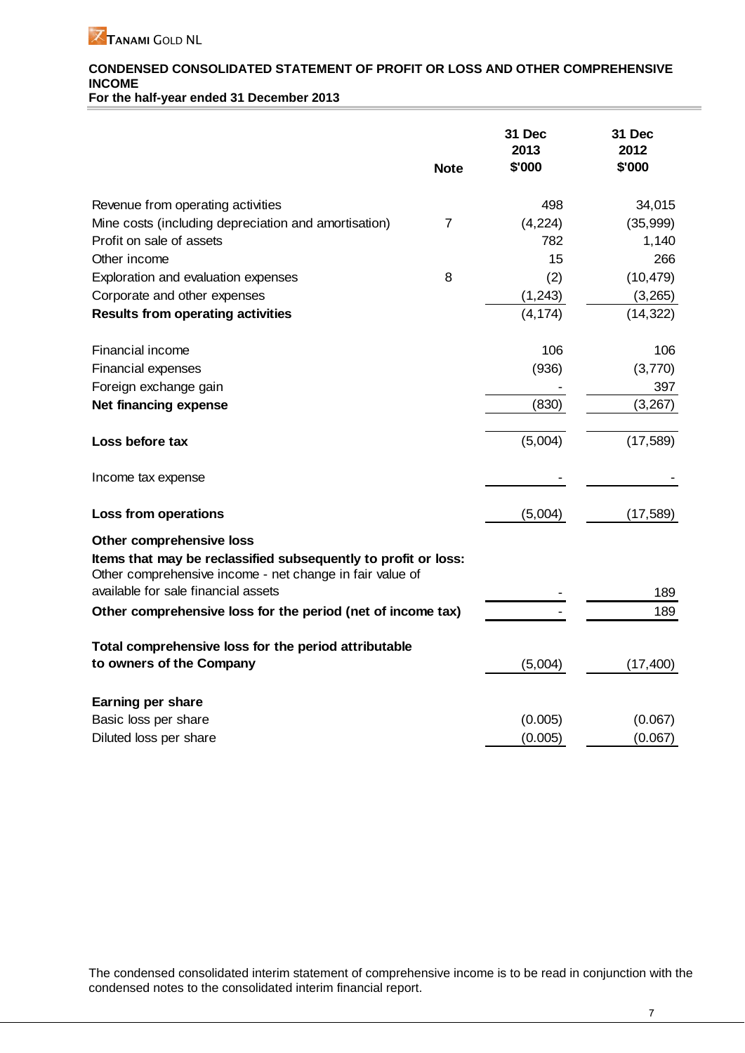TANAMI GOLD NL

## CONDENSED CONSOLIDATED STATEMENT OF PROFIT OR LOSS AND OTHER COMPREHENSIVE INCOME

**For the half-year ended 31 December 2013**

| | Note | 31 Dec 2013 $'000 | 31 Dec 2012 $'000 |
|---|---|---|---|
| Revenue from operating activities | | 498 | 34,015 |
| Mine costs (including depreciation and amortisation) | 7 | (4,224) | (35,999) |
| Profit on sale of assets | | 782 | 1,140 |
| Other income | | 15 | 266 |
| Exploration and evaluation expenses | 8 | (2) | (10,479) |
| Corporate and other expenses | | (1,243) | (3,265) |
| **Results from operating activities** | | (4,174) | (14,322) |
| | | | |
| Financial income | | 106 | 106 |
| Financial expenses | | (936) | (3,770) |
| Foreign exchange gain | | - | 397 |
| **Net financing expense** | | (830) | (3,267) |
| | | | |
| **Loss before tax** | | (5,004) | (17,589) |
| | | | |
| Income tax expense | | - | - |
| | | | |
| **Loss from operations** | | (5,004) | (17,589) |
| **Other comprehensive loss** | | | |
| **Items that may be reclassified subsequently to profit or loss:** | | | |
| Other comprehensive income - net change in fair value of available for sale financial assets | | - | 189 |
| **Other comprehensive loss for the period (net of income tax)** | | - | 189 |
| | | | |
| **Total comprehensive loss for the period attributable to owners of the Company** | | (5,004) | (17,400) |
| | | | |
| **Earning per share** | | | |
| Basic loss per share | | (0.005) | (0.067) |
| Diluted loss per share | | (0.005) | (0.067) |

The condensed consolidated interim statement of comprehensive income is to be read in conjunction with the condensed notes to the consolidated interim financial report.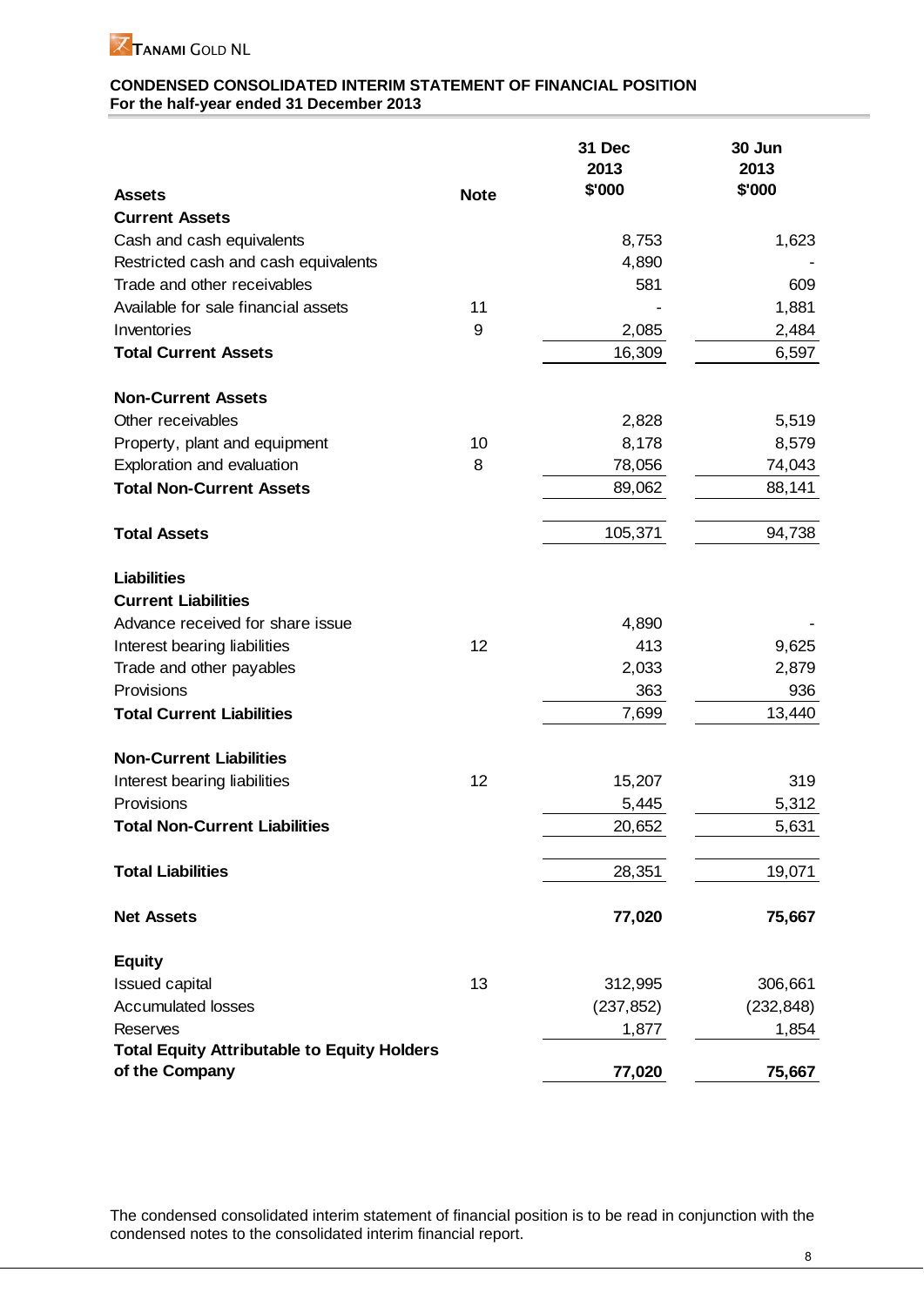TANAMI GOLD NL

## CONDENSED CONSOLIDATED INTERIM STATEMENT OF FINANCIAL POSITION
**For the half-year ended 31 December 2013**

| **Assets** | **Note** | **31 Dec 2013 $'000** | **30 Jun 2013 $'000** |
|---|---|---|---|
| **Current Assets** | | | |
| Cash and cash equivalents | | 8,753 | 1,623 |
| Restricted cash and cash equivalents | | 4,890 | - |
| Trade and other receivables | | 581 | 609 |
| Available for sale financial assets | 11 | - | 1,881 |
| Inventories | 9 | 2,085 | 2,484 |
| **Total Current Assets** | | 16,309 | 6,597 |
| | | | |
| **Non-Current Assets** | | | |
| Other receivables | | 2,828 | 5,519 |
| Property, plant and equipment | 10 | 8,178 | 8,579 |
| Exploration and evaluation | 8 | 78,056 | 74,043 |
| **Total Non-Current Assets** | | 89,062 | 88,141 |
| | | | |
| **Total Assets** | | 105,371 | 94,738 |
| | | | |
| **Liabilities** | | | |
| **Current Liabilities** | | | |
| Advance received for share issue | | 4,890 | - |
| Interest bearing liabilities | 12 | 413 | 9,625 |
| Trade and other payables | | 2,033 | 2,879 |
| Provisions | | 363 | 936 |
| **Total Current Liabilities** | | 7,699 | 13,440 |
| | | | |
| **Non-Current Liabilities** | | | |
| Interest bearing liabilities | 12 | 15,207 | 319 |
| Provisions | | 5,445 | 5,312 |
| **Total Non-Current Liabilities** | | 20,652 | 5,631 |
| | | | |
| **Total Liabilities** | | 28,351 | 19,071 |
| | | | |
| **Net Assets** | | **77,020** | **75,667** |
| | | | |
| **Equity** | | | |
| Issued capital | 13 | 312,995 | 306,661 |
| Accumulated losses | | (237,852) | (232,848) |
| Reserves | | 1,877 | 1,854 |
| **Total Equity Attributable to Equity Holders of the Company** | | **77,020** | **75,667** |

The condensed consolidated interim statement of financial position is to be read in conjunction with the condensed notes to the consolidated interim financial report.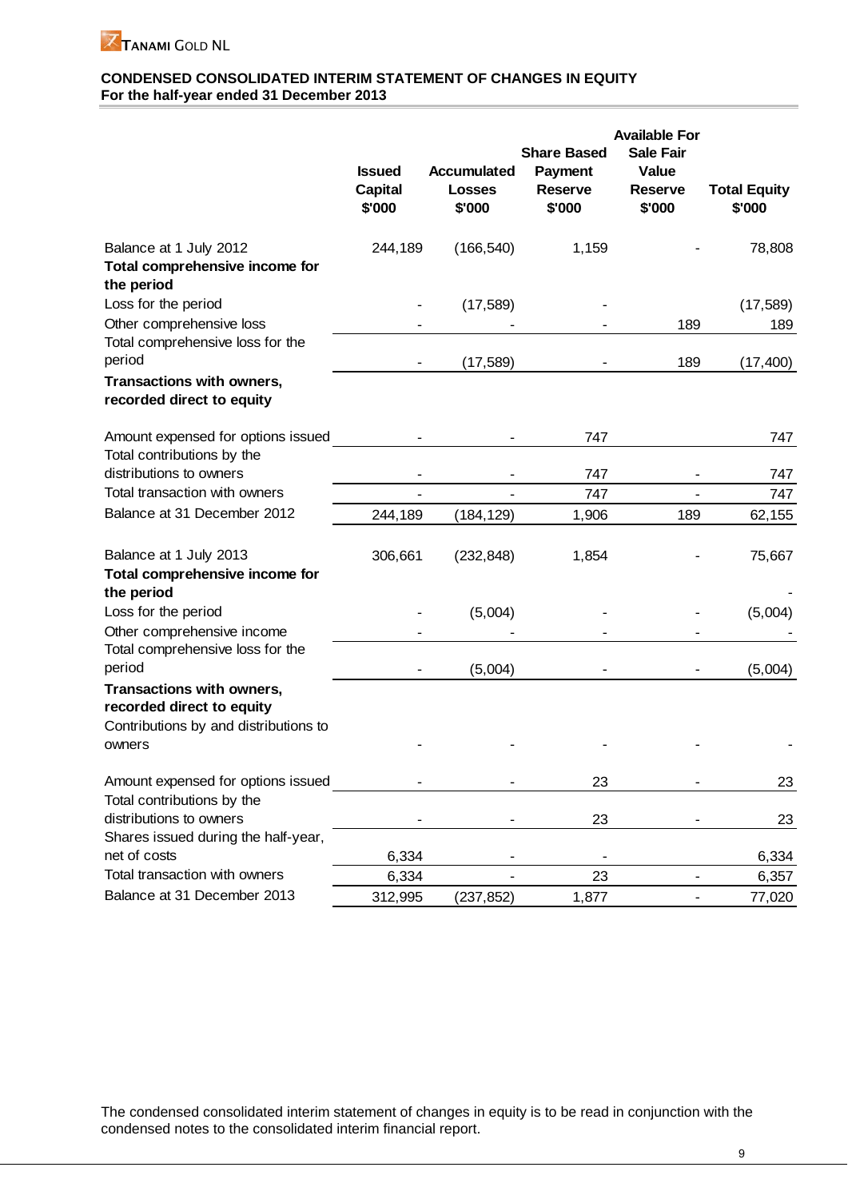## CONDENSED CONSOLIDATED INTERIM STATEMENT OF CHANGES IN EQUITY
### For the half-year ended 31 December 2013

| | Issued Capital $'000 | Accumulated Losses $'000 | Share Based Payment Reserve $'000 | Available For Sale Fair Value Reserve $'000 | Total Equity $'000 |
|---|---|---|---|---|---|
| Balance at 1 July 2012 | 244,189 | (166,540) | 1,159 | - | 78,808 |
| **Total comprehensive income for the period** | | | | | |
| Loss for the period | - | (17,589) | - | | (17,589) |
| Other comprehensive loss | - | - | - | 189 | 189 |
| Total comprehensive loss for the period | - | (17,589) | - | 189 | (17,400) |
| **Transactions with owners, recorded direct to equity** | | | | | |
| Amount expensed for options issued | - | - | 747 | | 747 |
| Total contributions by the distributions to owners | - | - | 747 | - | 747 |
| Total transaction with owners | - | - | 747 | - | 747 |
| Balance at 31 December 2012 | 244,189 | (184,129) | 1,906 | 189 | 62,155 |
| | | | | | |
| Balance at 1 July 2013 | 306,661 | (232,848) | 1,854 | - | 75,667 |
| **Total comprehensive income for the period** | | | | | - |
| Loss for the period | - | (5,004) | - | - | (5,004) |
| Other comprehensive income | - | - | - | - | - |
| Total comprehensive loss for the period | - | (5,004) | - | - | (5,004) |
| **Transactions with owners, recorded direct to equity** | | | | | |
| Contributions by and distributions to owners | - | - | - | - | - |
| Amount expensed for options issued | - | - | 23 | - | 23 |
| Total contributions by the distributions to owners | - | - | 23 | - | 23 |
| Shares issued during the half-year, net of costs | 6,334 | - | - | | 6,334 |
| Total transaction with owners | 6,334 | - | 23 | - | 6,357 |
| Balance at 31 December 2013 | 312,995 | (237,852) | 1,877 | - | 77,020 |

The condensed consolidated interim statement of changes in equity is to be read in conjunction with the condensed notes to the consolidated interim financial report.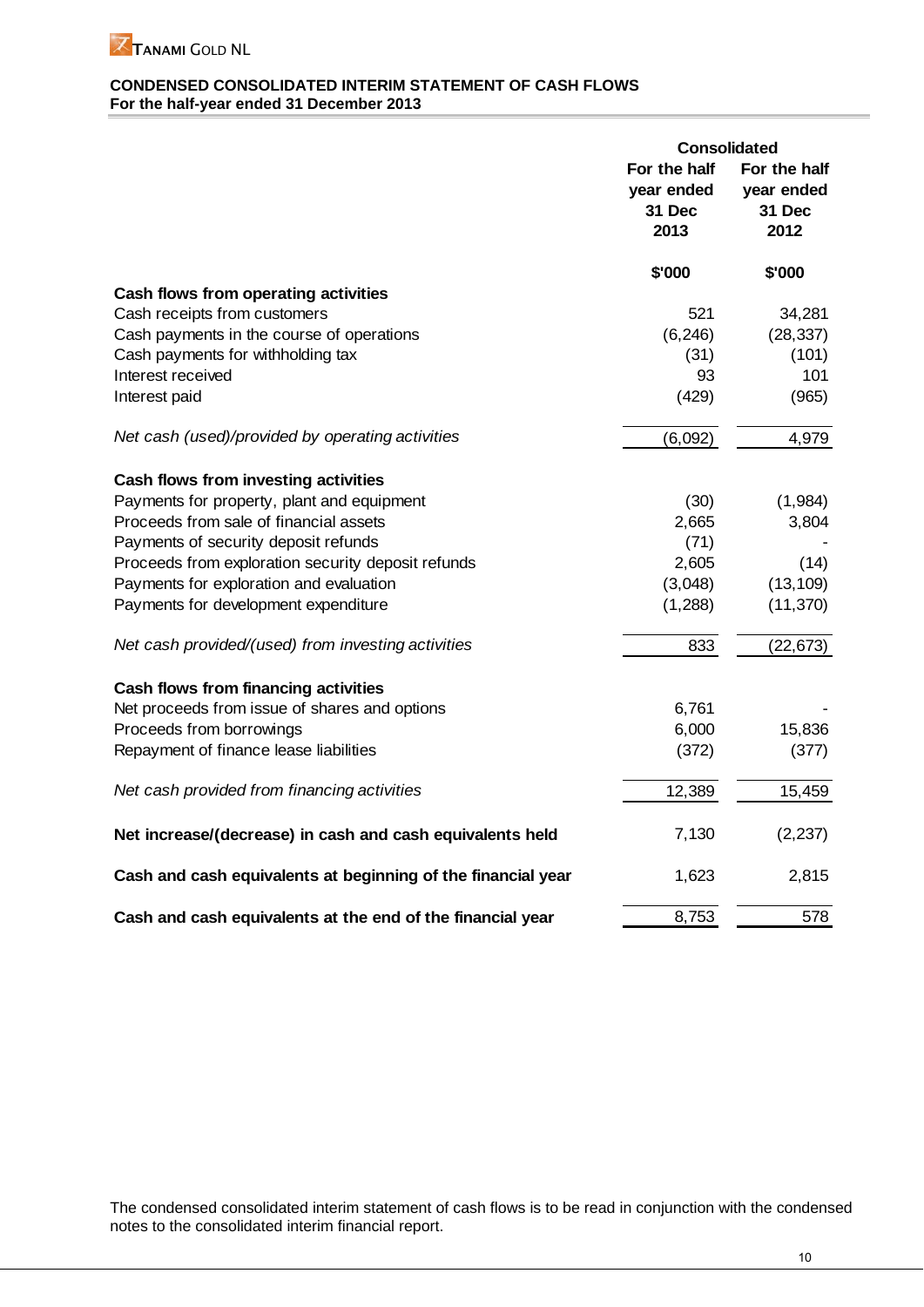# CONDENSED CONSOLIDATED INTERIM STATEMENT OF CASH FLOWS

**For the half-year ended 31 December 2013**

| | Consolidated | |
|---|---|---|
| | For the half year ended 31 Dec 2013 | For the half year ended 31 Dec 2012 |
| | $'000 | $'000 |
| **Cash flows from operating activities** | | |
| Cash receipts from customers | 521 | 34,281 |
| Cash payments in the course of operations | (6,246) | (28,337) |
| Cash payments for withholding tax | (31) | (101) |
| Interest received | 93 | 101 |
| Interest paid | (429) | (965) |
| *Net cash (used)/provided by operating activities* | (6,092) | 4,979 |
| **Cash flows from investing activities** | | |
| Payments for property, plant and equipment | (30) | (1,984) |
| Proceeds from sale of financial assets | 2,665 | 3,804 |
| Payments of security deposit refunds | (71) | - |
| Proceeds from exploration security deposit refunds | 2,605 | (14) |
| Payments for exploration and evaluation | (3,048) | (13,109) |
| Payments for development expenditure | (1,288) | (11,370) |
| *Net cash provided/(used) from investing activities* | 833 | (22,673) |
| **Cash flows from financing activities** | | |
| Net proceeds from issue of shares and options | 6,761 | - |
| Proceeds from borrowings | 6,000 | 15,836 |
| Repayment of finance lease liabilities | (372) | (377) |
| *Net cash provided from financing activities* | 12,389 | 15,459 |
| **Net increase/(decrease) in cash and cash equivalents held** | 7,130 | (2,237) |
| **Cash and cash equivalents at beginning of the financial year** | 1,623 | 2,815 |
| **Cash and cash equivalents at the end of the financial year** | 8,753 | 578 |

The condensed consolidated interim statement of cash flows is to be read in conjunction with the condensed notes to the consolidated interim financial report.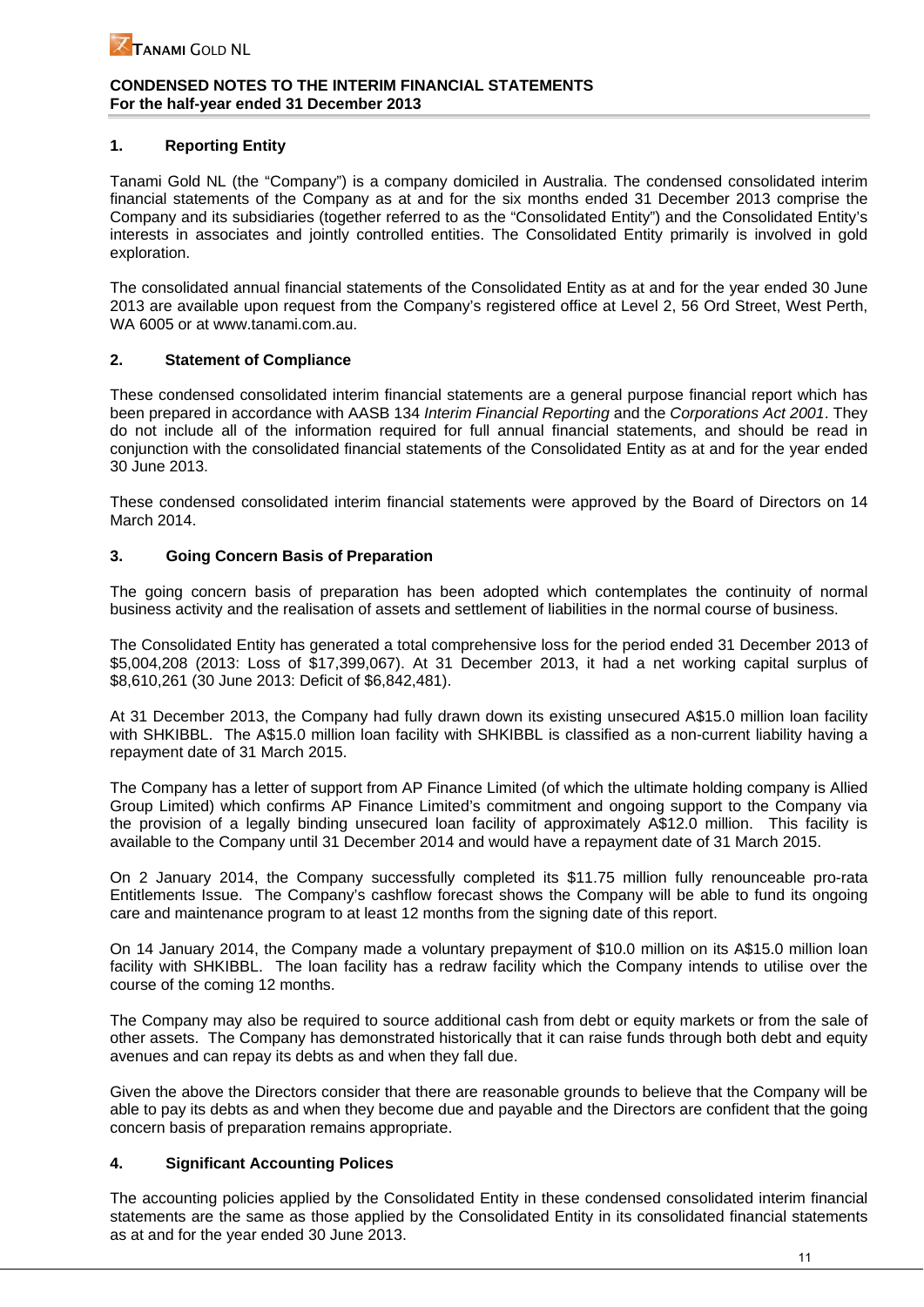## CONDENSED NOTES TO THE INTERIM FINANCIAL STATEMENTS
**For the half-year ended 31 December 2013**

### 1. Reporting Entity

Tanami Gold NL (the "Company") is a company domiciled in Australia. The condensed consolidated interim financial statements of the Company as at and for the six months ended 31 December 2013 comprise the Company and its subsidiaries (together referred to as the "Consolidated Entity") and the Consolidated Entity's interests in associates and jointly controlled entities. The Consolidated Entity primarily is involved in gold exploration.

The consolidated annual financial statements of the Consolidated Entity as at and for the year ended 30 June 2013 are available upon request from the Company's registered office at Level 2, 56 Ord Street, West Perth, WA 6005 or at www.tanami.com.au.

### 2. Statement of Compliance

These condensed consolidated interim financial statements are a general purpose financial report which has been prepared in accordance with AASB 134 *Interim Financial Reporting* and the *Corporations Act 2001*. They do not include all of the information required for full annual financial statements, and should be read in conjunction with the consolidated financial statements of the Consolidated Entity as at and for the year ended 30 June 2013.

These condensed consolidated interim financial statements were approved by the Board of Directors on 14 March 2014.

### 3. Going Concern Basis of Preparation

The going concern basis of preparation has been adopted which contemplates the continuity of normal business activity and the realisation of assets and settlement of liabilities in the normal course of business.

The Consolidated Entity has generated a total comprehensive loss for the period ended 31 December 2013 of $5,004,208 (2013: Loss of $17,399,067). At 31 December 2013, it had a net working capital surplus of $8,610,261 (30 June 2013: Deficit of $6,842,481).

At 31 December 2013, the Company had fully drawn down its existing unsecured A$15.0 million loan facility with SHKIBBL. The A$15.0 million loan facility with SHKIBBL is classified as a non-current liability having a repayment date of 31 March 2015.

The Company has a letter of support from AP Finance Limited (of which the ultimate holding company is Allied Group Limited) which confirms AP Finance Limited's commitment and ongoing support to the Company via the provision of a legally binding unsecured loan facility of approximately A$12.0 million. This facility is available to the Company until 31 December 2014 and would have a repayment date of 31 March 2015.

On 2 January 2014, the Company successfully completed its $11.75 million fully renounceable pro-rata Entitlements Issue. The Company's cashflow forecast shows the Company will be able to fund its ongoing care and maintenance program to at least 12 months from the signing date of this report.

On 14 January 2014, the Company made a voluntary prepayment of $10.0 million on its A$15.0 million loan facility with SHKIBBL. The loan facility has a redraw facility which the Company intends to utilise over the course of the coming 12 months.

The Company may also be required to source additional cash from debt or equity markets or from the sale of other assets. The Company has demonstrated historically that it can raise funds through both debt and equity avenues and can repay its debts as and when they fall due.

Given the above the Directors consider that there are reasonable grounds to believe that the Company will be able to pay its debts as and when they become due and payable and the Directors are confident that the going concern basis of preparation remains appropriate.

### 4. Significant Accounting Polices

The accounting policies applied by the Consolidated Entity in these condensed consolidated interim financial statements are the same as those applied by the Consolidated Entity in its consolidated financial statements as at and for the year ended 30 June 2013.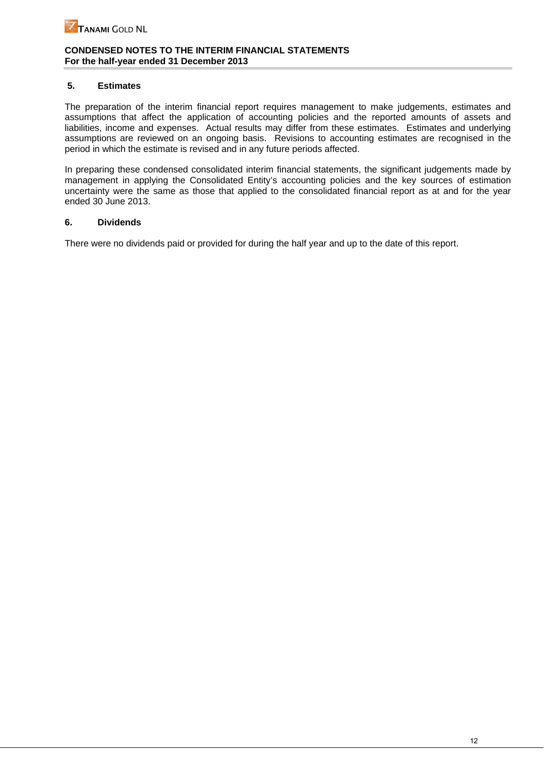## 5. Estimates

The preparation of the interim financial report requires management to make judgements, estimates and assumptions that affect the application of accounting policies and the reported amounts of assets and liabilities, income and expenses. Actual results may differ from these estimates. Estimates and underlying assumptions are reviewed on an ongoing basis. Revisions to accounting estimates are recognised in the period in which the estimate is revised and in any future periods affected.

In preparing these condensed consolidated interim financial statements, the significant judgements made by management in applying the Consolidated Entity's accounting policies and the key sources of estimation uncertainty were the same as those that applied to the consolidated financial report as at and for the year ended 30 June 2013.

## 6. Dividends

There were no dividends paid or provided for during the half year and up to the date of this report.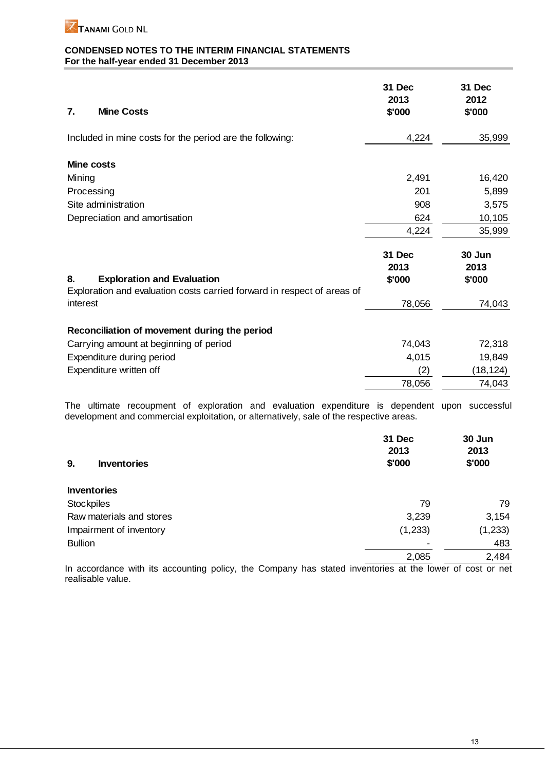**TANAMI GOLD NL**

**CONDENSED NOTES TO THE INTERIM FINANCIAL STATEMENTS**
**For the half-year ended 31 December 2013**

| **7. Mine Costs** | **31 Dec 2013 $'000** | **31 Dec 2012 $'000** |
|---|---|---|
| Included in mine costs for the period are the following: | 4,224 | 35,999 |
| **Mine costs** | | |
| Mining | 2,491 | 16,420 |
| Processing | 201 | 5,899 |
| Site administration | 908 | 3,575 |
| Depreciation and amortisation | 624 | 10,105 |
| | 4,224 | 35,999 |

| **8. Exploration and Evaluation** | **31 Dec 2013 $'000** | **30 Jun 2013 $'000** |
|---|---|---|
| Exploration and evaluation costs carried forward in respect of areas of interest | 78,056 | 74,043 |
| **Reconciliation of movement during the period** | | |
| Carrying amount at beginning of period | 74,043 | 72,318 |
| Expenditure during period | 4,015 | 19,849 |
| Expenditure written off | (2) | (18,124) |
| | 78,056 | 74,043 |

The ultimate recoupment of exploration and evaluation expenditure is dependent upon successful development and commercial exploitation, or alternatively, sale of the respective areas.

| **9. Inventories** | **31 Dec 2013 $'000** | **30 Jun 2013 $'000** |
|---|---|---|
| **Inventories** | | |
| Stockpiles | 79 | 79 |
| Raw materials and stores | 3,239 | 3,154 |
| Impairment of inventory | (1,233) | (1,233) |
| Bullion | - | 483 |
| | 2,085 | 2,484 |

In accordance with its accounting policy, the Company has stated inventories at the lower of cost or net realisable value.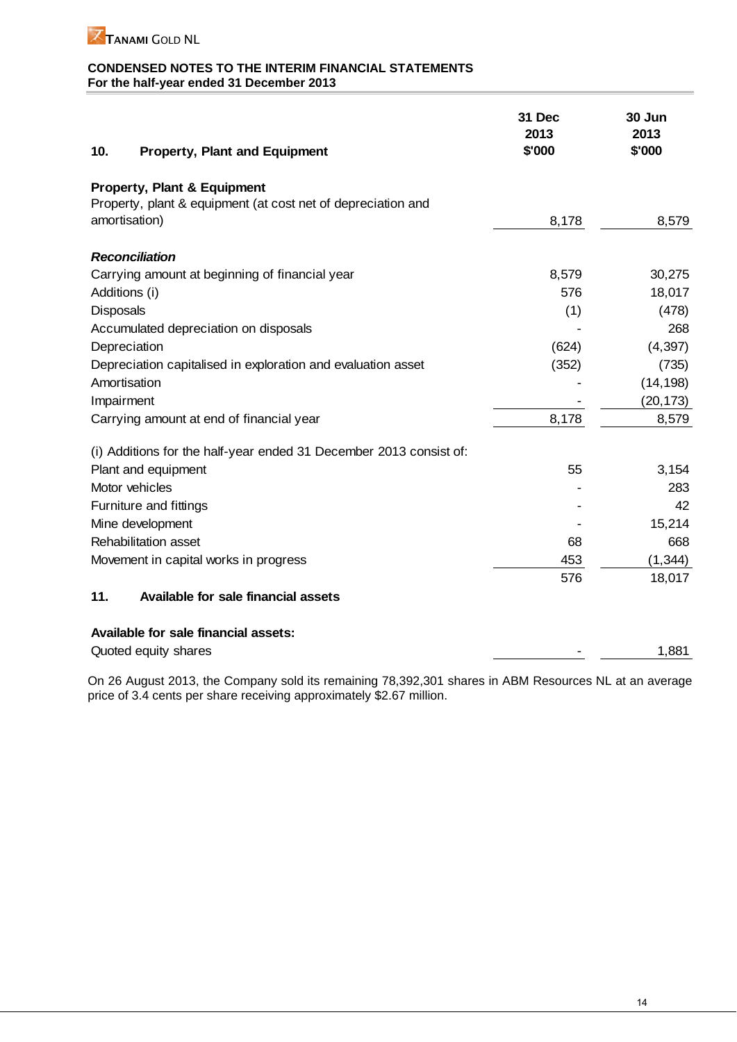**TANAMI GOLD NL**

**CONDENSED NOTES TO THE INTERIM FINANCIAL STATEMENTS**
**For the half-year ended 31 December 2013**

| **10. Property, Plant and Equipment** | **31 Dec 2013 $'000** | **30 Jun 2013 $'000** |
|---|---|---|
| **Property, Plant & Equipment** | | |
| Property, plant & equipment (at cost net of depreciation and amortisation) | 8,178 | 8,579 |
| ***Reconciliation*** | | |
| Carrying amount at beginning of financial year | 8,579 | 30,275 |
| Additions (i) | 576 | 18,017 |
| Disposals | (1) | (478) |
| Accumulated depreciation on disposals | - | 268 |
| Depreciation | (624) | (4,397) |
| Depreciation capitalised in exploration and evaluation asset | (352) | (735) |
| Amortisation | - | (14,198) |
| Impairment | - | (20,173) |
| Carrying amount at end of financial year | 8,178 | 8,579 |
| (i) Additions for the half-year ended 31 December 2013 consist of: | | |
| Plant and equipment | 55 | 3,154 |
| Motor vehicles | - | 283 |
| Furniture and fittings | - | 42 |
| Mine development | - | 15,214 |
| Rehabilitation asset | 68 | 668 |
| Movement in capital works in progress | 453 | (1,344) |
| | 576 | 18,017 |

**11. Available for sale financial assets**

| **Available for sale financial assets:** | | |
|---|---|---|
| Quoted equity shares | - | 1,881 |

On 26 August 2013, the Company sold its remaining 78,392,301 shares in ABM Resources NL at an average price of 3.4 cents per share receiving approximately $2.67 million.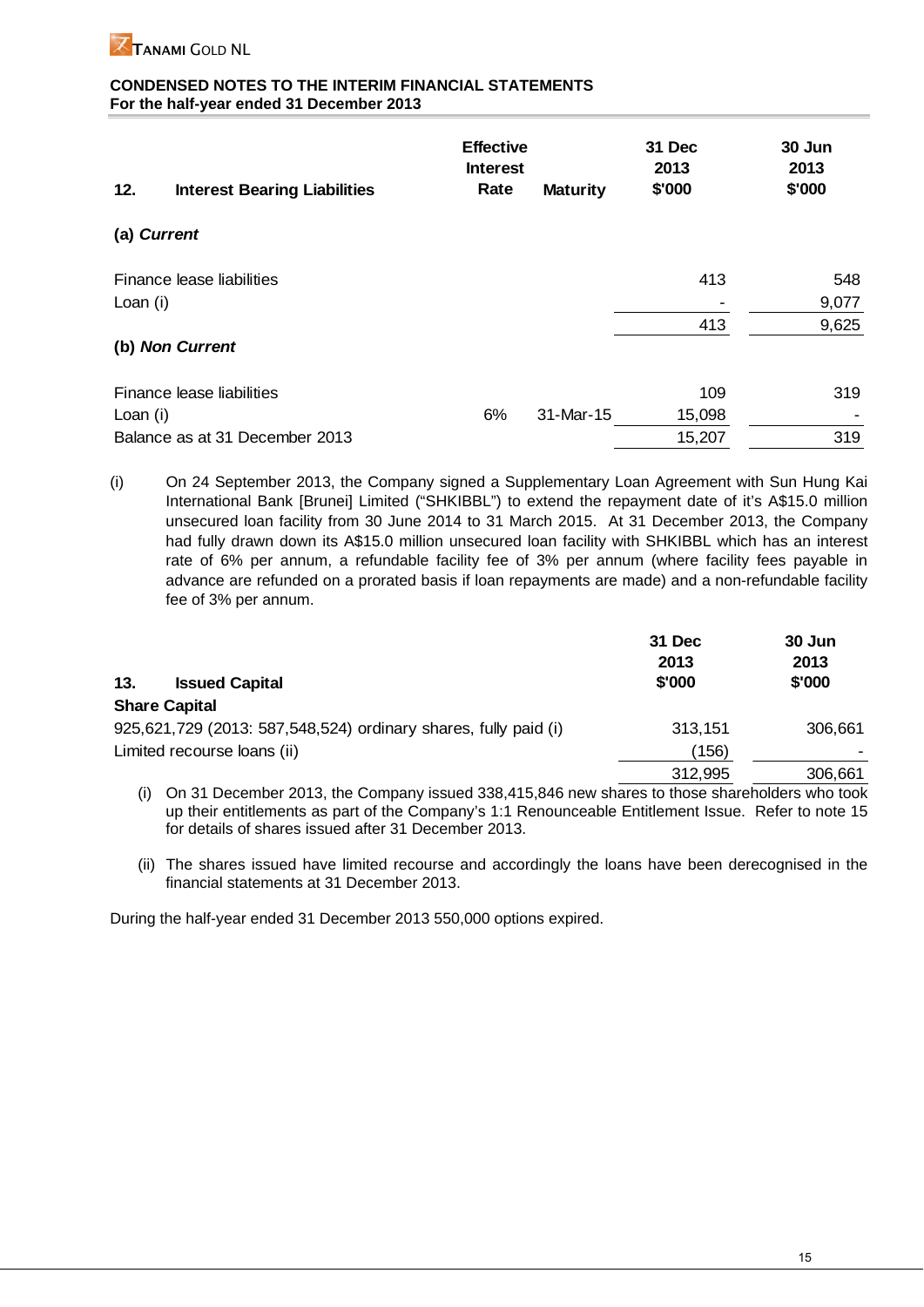**CONDENSED NOTES TO THE INTERIM FINANCIAL STATEMENTS**
**For the half-year ended 31 December 2013**

| 12. Interest Bearing Liabilities | Effective Interest Rate | Maturity | 31 Dec 2013 $'000 | 30 Jun 2013 $'000 |
|---|---|---|---|---|
| **(a) *Current*** | | | | |
| Finance lease liabilities | | | 413 | 548 |
| Loan (i) | | | - | 9,077 |
| | | | 413 | 9,625 |
| **(b) *Non Current*** | | | | |
| Finance lease liabilities | | | 109 | 319 |
| Loan (i) | 6% | 31-Mar-15 | 15,098 | - |
| Balance as at 31 December 2013 | | | 15,207 | 319 |

(i) On 24 September 2013, the Company signed a Supplementary Loan Agreement with Sun Hung Kai International Bank [Brunei] Limited ("SHKIBBL") to extend the repayment date of it's A$15.0 million unsecured loan facility from 30 June 2014 to 31 March 2015. At 31 December 2013, the Company had fully drawn down its A$15.0 million unsecured loan facility with SHKIBBL which has an interest rate of 6% per annum, a refundable facility fee of 3% per annum (where facility fees payable in advance are refunded on a prorated basis if loan repayments are made) and a non-refundable facility fee of 3% per annum.

| 13. Issued Capital | 31 Dec 2013 $'000 | 30 Jun 2013 $'000 |
|---|---|---|
| **Share Capital** | | |
| 925,621,729 (2013: 587,548,524) ordinary shares, fully paid (i) | 313,151 | 306,661 |
| Limited recourse loans (ii) | (156) | - |
| | 312,995 | 306,661 |

(i) On 31 December 2013, the Company issued 338,415,846 new shares to those shareholders who took up their entitlements as part of the Company's 1:1 Renounceable Entitlement Issue. Refer to note 15 for details of shares issued after 31 December 2013.

(ii) The shares issued have limited recourse and accordingly the loans have been derecognised in the financial statements at 31 December 2013.

During the half-year ended 31 December 2013 550,000 options expired.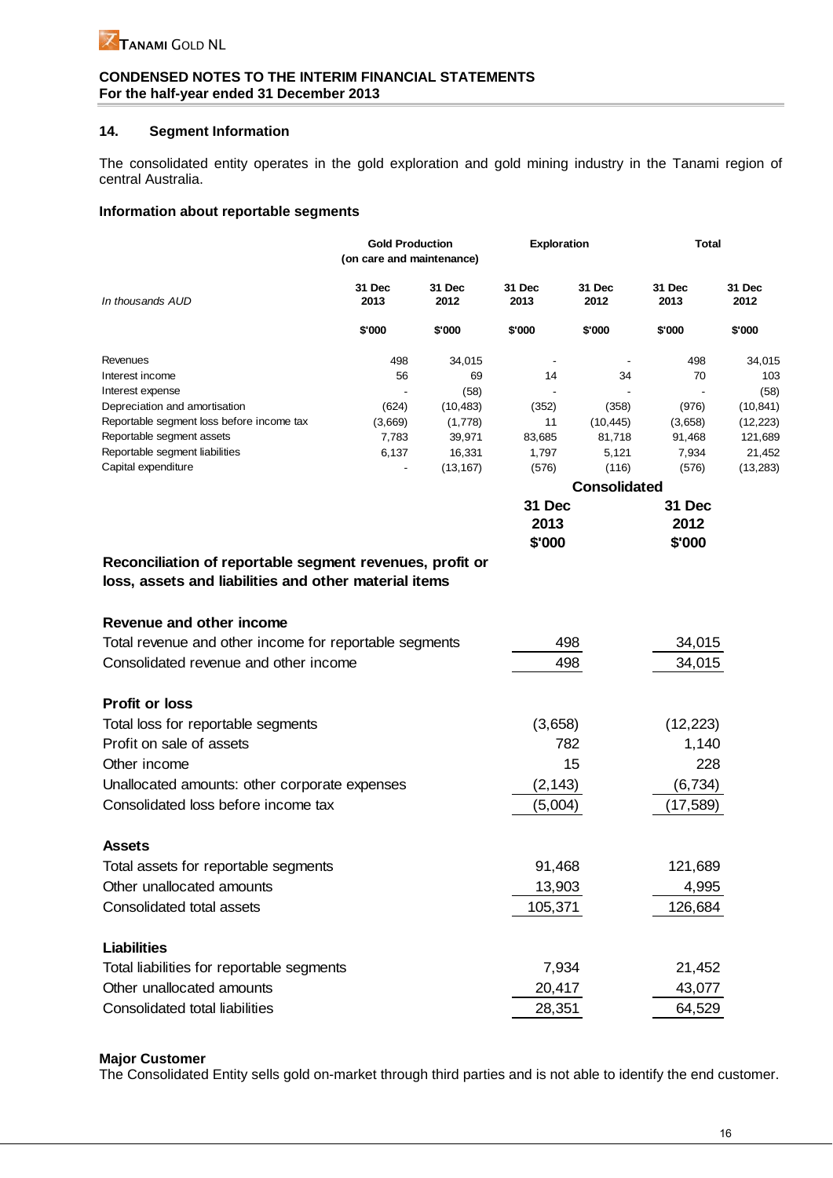**CONDENSED NOTES TO THE INTERIM FINANCIAL STATEMENTS**
**For the half-year ended 31 December 2013**

## 14. Segment Information

The consolidated entity operates in the gold exploration and gold mining industry in the Tanami region of central Australia.

### Information about reportable segments

| *In thousands AUD* | Gold Production (on care and maintenance) | | Exploration | | Total | |
|---|---|---|---|---|---|---|
| | 31 Dec 2013 | 31 Dec 2012 | 31 Dec 2013 | 31 Dec 2012 | 31 Dec 2013 | 31 Dec 2012 |
| | $'000 | $'000 | $'000 | $'000 | $'000 | $'000 |
| Revenues | 498 | 34,015 | - | - | 498 | 34,015 |
| Interest income | 56 | 69 | 14 | 34 | 70 | 103 |
| Interest expense | - | (58) | - | - | - | (58) |
| Depreciation and amortisation | (624) | (10,483) | (352) | (358) | (976) | (10,841) |
| Reportable segment loss before income tax | (3,669) | (1,778) | 11 | (10,445) | (3,658) | (12,223) |
| Reportable segment assets | 7,783 | 39,971 | 83,685 | 81,718 | 91,468 | 121,689 |
| Reportable segment liabilities | 6,137 | 16,331 | 1,797 | 5,121 | 7,934 | 21,452 |
| Capital expenditure | - | (13,167) | (576) | (116) | (576) | (13,283) |

| | Consolidated | |
|---|---|---|
| | 31 Dec 2013 | 31 Dec 2012 |
| | $'000 | $'000 |
| **Reconciliation of reportable segment revenues, profit or loss, assets and liabilities and other material items** | | |
| **Revenue and other income** | | |
| Total revenue and other income for reportable segments | 498 | 34,015 |
| Consolidated revenue and other income | 498 | 34,015 |
| **Profit or loss** | | |
| Total loss for reportable segments | (3,658) | (12,223) |
| Profit on sale of assets | 782 | 1,140 |
| Other income | 15 | 228 |
| Unallocated amounts: other corporate expenses | (2,143) | (6,734) |
| Consolidated loss before income tax | (5,004) | (17,589) |
| **Assets** | | |
| Total assets for reportable segments | 91,468 | 121,689 |
| Other unallocated amounts | 13,903 | 4,995 |
| Consolidated total assets | 105,371 | 126,684 |
| **Liabilities** | | |
| Total liabilities for reportable segments | 7,934 | 21,452 |
| Other unallocated amounts | 20,417 | 43,077 |
| Consolidated total liabilities | 28,351 | 64,529 |

### Major Customer

The Consolidated Entity sells gold on-market through third parties and is not able to identify the end customer.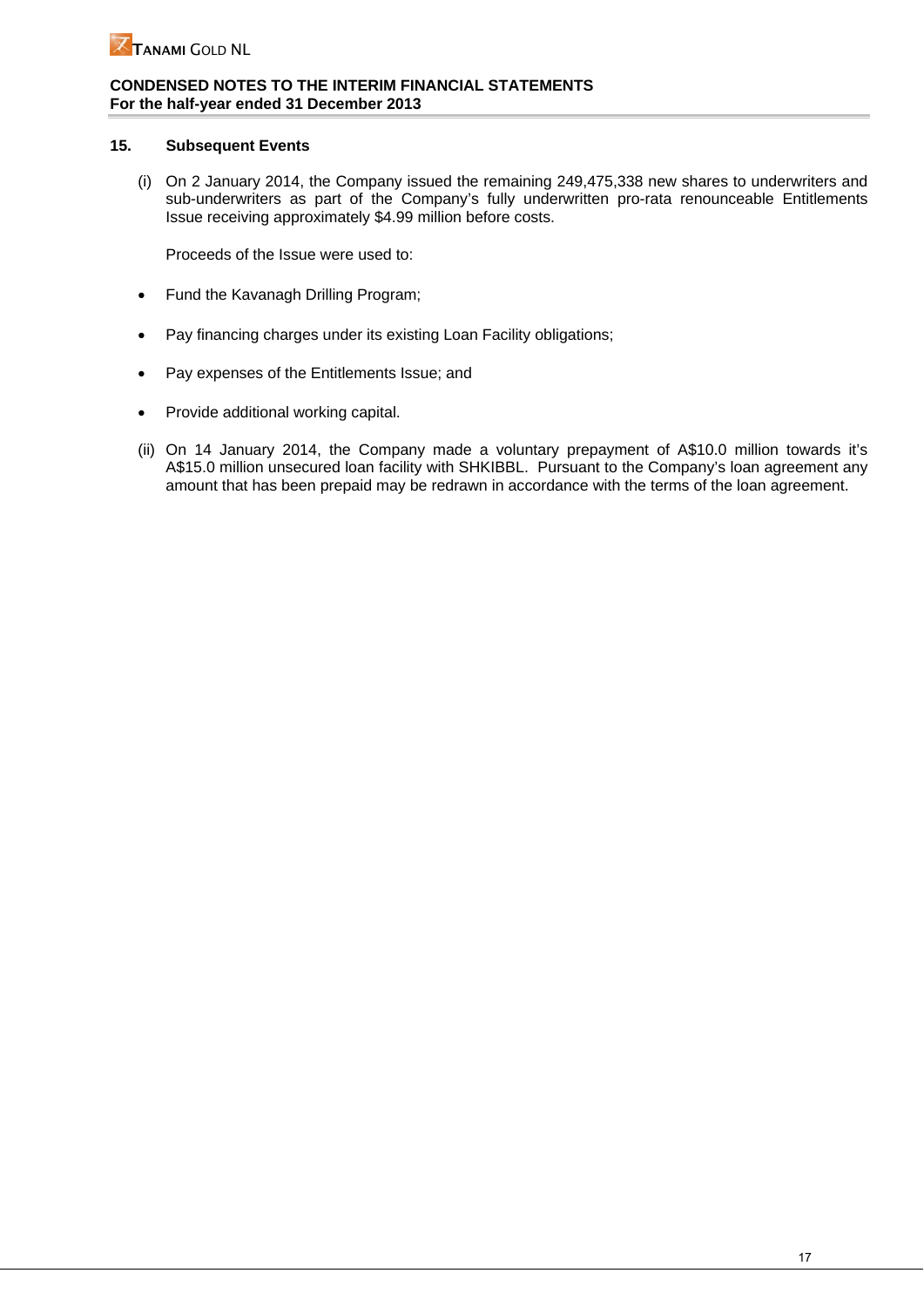## 15. Subsequent Events

(i) On 2 January 2014, the Company issued the remaining 249,475,338 new shares to underwriters and sub-underwriters as part of the Company's fully underwritten pro-rata renounceable Entitlements Issue receiving approximately $4.99 million before costs.

Proceeds of the Issue were used to:

- Fund the Kavanagh Drilling Program;
- Pay financing charges under its existing Loan Facility obligations;
- Pay expenses of the Entitlements Issue; and
- Provide additional working capital.

(ii) On 14 January 2014, the Company made a voluntary prepayment of A$10.0 million towards it's A$15.0 million unsecured loan facility with SHKIBBL. Pursuant to the Company's loan agreement any amount that has been prepaid may be redrawn in accordance with the terms of the loan agreement.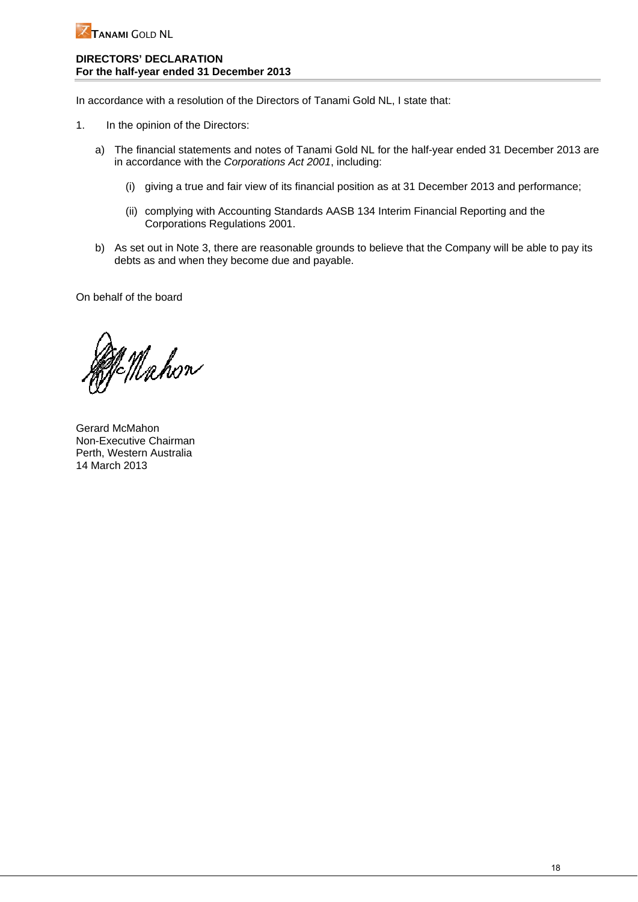**DIRECTORS' DECLARATION**
**For the half-year ended 31 December 2013**

In accordance with a resolution of the Directors of Tanami Gold NL, I state that:

1. In the opinion of the Directors:

   a) The financial statements and notes of Tanami Gold NL for the half-year ended 31 December 2013 are in accordance with the *Corporations Act 2001*, including:

      (i) giving a true and fair view of its financial position as at 31 December 2013 and performance;

      (ii) complying with Accounting Standards AASB 134 Interim Financial Reporting and the Corporations Regulations 2001.

   b) As set out in Note 3, there are reasonable grounds to believe that the Company will be able to pay its debts as and when they become due and payable.

On behalf of the board

Gerard McMahon
Non-Executive Chairman
Perth, Western Australia
14 March 2013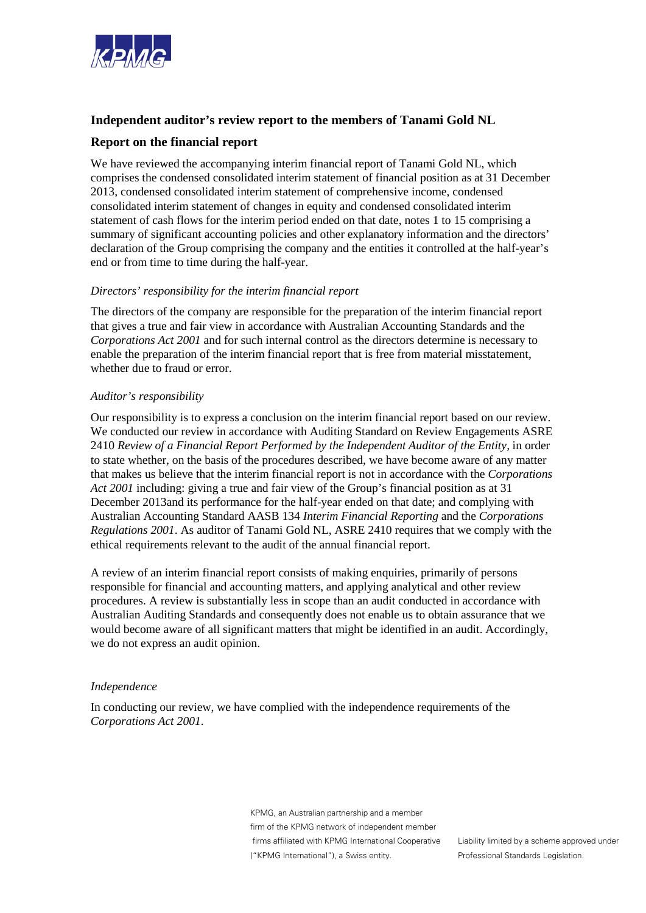## Independent auditor's review report to the members of Tanami Gold NL

### Report on the financial report

We have reviewed the accompanying interim financial report of Tanami Gold NL, which comprises the condensed consolidated interim statement of financial position as at 31 December 2013, condensed consolidated interim statement of comprehensive income, condensed consolidated interim statement of changes in equity and condensed consolidated interim statement of cash flows for the interim period ended on that date, notes 1 to 15 comprising a summary of significant accounting policies and other explanatory information and the directors' declaration of the Group comprising the company and the entities it controlled at the half-year's end or from time to time during the half-year.

*Directors' responsibility for the interim financial report*

The directors of the company are responsible for the preparation of the interim financial report that gives a true and fair view in accordance with Australian Accounting Standards and the *Corporations Act 2001* and for such internal control as the directors determine is necessary to enable the preparation of the interim financial report that is free from material misstatement, whether due to fraud or error.

*Auditor's responsibility*

Our responsibility is to express a conclusion on the interim financial report based on our review. We conducted our review in accordance with Auditing Standard on Review Engagements ASRE 2410 *Review of a Financial Report Performed by the Independent Auditor of the Entity*, in order to state whether, on the basis of the procedures described, we have become aware of any matter that makes us believe that the interim financial report is not in accordance with the *Corporations Act 2001* including: giving a true and fair view of the Group's financial position as at 31 December 2013and its performance for the half-year ended on that date; and complying with Australian Accounting Standard AASB 134 *Interim Financial Reporting* and the *Corporations Regulations 2001*. As auditor of Tanami Gold NL, ASRE 2410 requires that we comply with the ethical requirements relevant to the audit of the annual financial report.

A review of an interim financial report consists of making enquiries, primarily of persons responsible for financial and accounting matters, and applying analytical and other review procedures. A review is substantially less in scope than an audit conducted in accordance with Australian Auditing Standards and consequently does not enable us to obtain assurance that we would become aware of all significant matters that might be identified in an audit. Accordingly, we do not express an audit opinion.

*Independence*

In conducting our review, we have complied with the independence requirements of the *Corporations Act 2001*.

KPMG, an Australian partnership and a member firm of the KPMG network of independent member firms affiliated with KPMG International Cooperative ("KPMG International"), a Swiss entity.

Liability limited by a scheme approved under Professional Standards Legislation.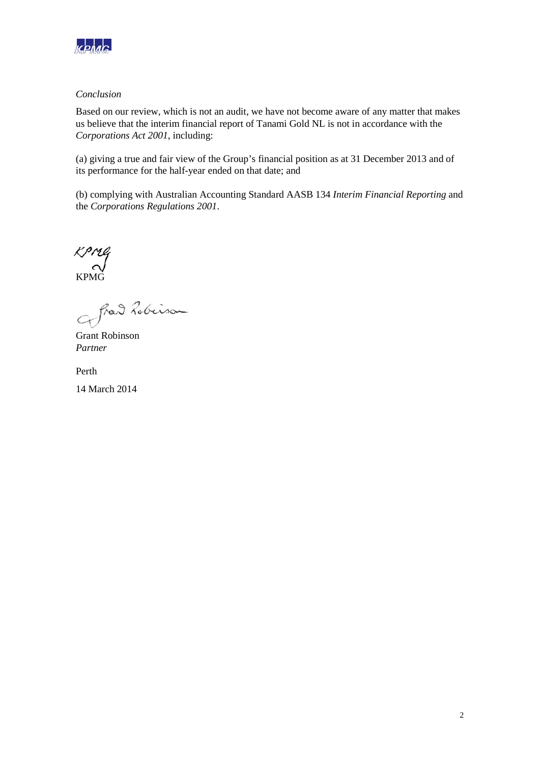*Conclusion*

Based on our review, which is not an audit, we have not become aware of any matter that makes us believe that the interim financial report of Tanami Gold NL is not in accordance with the *Corporations Act 2001*, including:

(a) giving a true and fair view of the Group's financial position as at 31 December 2013 and of its performance for the half-year ended on that date; and

(b) complying with Australian Accounting Standard AASB 134 *Interim Financial Reporting* and the *Corporations Regulations 2001*.

KPMG

Grant Robinson
*Partner*

Perth

14 March 2014